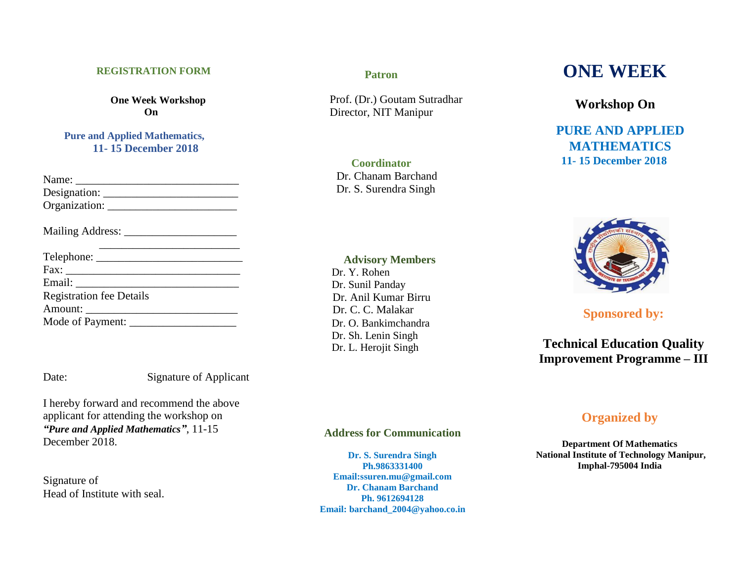## REGISTRATION FORM

**One Week Workshop**
**On**

**Pure and Applied Mathematics,**
**11- 15 December 2018**

Name: ____________________________

Designation: ______________________

Organization: _____________________

Mailing Address: __________________

______________________

Telephone: ________________________

Fax: _____________________________

Email: ___________________________

Registration fee Details

Amount: __________________________

Mode of Payment: __________________

Date: Signature of Applicant

I hereby forward and recommend the above applicant for attending the workshop on ***"Pure and Applied Mathematics"***, 11-15 December 2018.

Signature of
Head of Institute with seal.

### Patron

Prof. (Dr.) Goutam Sutradhar
Director, NIT Manipur

### Coordinator

Dr. Chanam Barchand
Dr. S. Surendra Singh

### Advisory Members

Dr. Y. Rohen
Dr. Sunil Panday
Dr. Anil Kumar Birru
Dr. C. C. Malakar
Dr. O. Bankimchandra
Dr. Sh. Lenin Singh
Dr. L. Herojit Singh

### Address for Communication

**Dr. S. Surendra Singh**
**Ph.9863331400**
**Email:ssuren.mu@gmail.com**
**Dr. Chanam Barchand**
**Ph. 9612694128**
**Email: barchand_2004@yahoo.co.in**

# ONE WEEK

## Workshop On

## PURE AND APPLIED MATHEMATICS

**11- 15 December 2018**

### Sponsored by:

**Technical Education Quality Improvement Programme – III**

### Organized by

**Department Of Mathematics**
**National Institute of Technology Manipur,**
**Imphal-795004 India**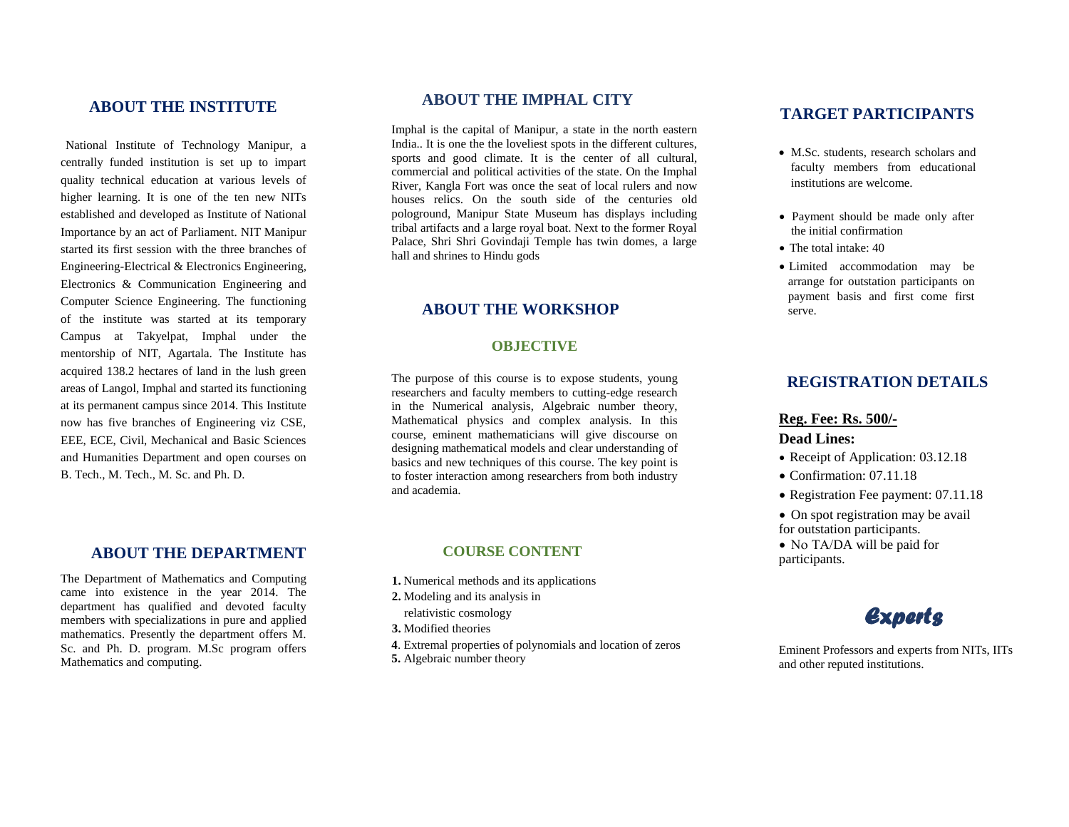## ABOUT THE INSTITUTE

National Institute of Technology Manipur, a centrally funded institution is set up to impart quality technical education at various levels of higher learning. It is one of the ten new NITs established and developed as Institute of National Importance by an act of Parliament. NIT Manipur started its first session with the three branches of Engineering-Electrical & Electronics Engineering, Electronics & Communication Engineering and Computer Science Engineering. The functioning of the institute was started at its temporary Campus at Takyelpat, Imphal under the mentorship of NIT, Agartala. The Institute has acquired 138.2 hectares of land in the lush green areas of Langol, Imphal and started its functioning at its permanent campus since 2014. This Institute now has five branches of Engineering viz CSE, EEE, ECE, Civil, Mechanical and Basic Sciences and Humanities Department and open courses on B. Tech., M. Tech., M. Sc. and Ph. D.

## ABOUT THE DEPARTMENT

The Department of Mathematics and Computing came into existence in the year 2014. The department has qualified and devoted faculty members with specializations in pure and applied mathematics. Presently the department offers M. Sc. and Ph. D. program. M.Sc program offers Mathematics and computing.

## ABOUT THE IMPHAL CITY

Imphal is the capital of Manipur, a state in the north eastern India.. It is one the the loveliest spots in the different cultures, sports and good climate. It is the center of all cultural, commercial and political activities of the state. On the Imphal River, Kangla Fort was once the seat of local rulers and now houses relics. On the south side of the centuries old pologround, Manipur State Museum has displays including tribal artifacts and a large royal boat. Next to the former Royal Palace, Shri Shri Govindaji Temple has twin domes, a large hall and shrines to Hindu gods

## ABOUT THE WORKSHOP

### OBJECTIVE

The purpose of this course is to expose students, young researchers and faculty members to cutting-edge research in the Numerical analysis, Algebraic number theory, Mathematical physics and complex analysis. In this course, eminent mathematicians will give discourse on designing mathematical models and clear understanding of basics and new techniques of this course. The key point is to foster interaction among researchers from both industry and academia.

### COURSE CONTENT

1. Numerical methods and its applications
2. Modeling and its analysis in relativistic cosmology
3. Modified theories
4. Extremal properties of polynomials and location of zeros
5. Algebraic number theory

## TARGET PARTICIPANTS

- M.Sc. students, research scholars and faculty members from educational institutions are welcome.
- Payment should be made only after the initial confirmation
- The total intake: 40
- Limited accommodation may be arrange for outstation participants on payment basis and first come first serve.

## REGISTRATION DETAILS

**Reg. Fee: Rs. 500/-**

**Dead Lines:**

- Receipt of Application: 03.12.18
- Confirmation: 07.11.18
- Registration Fee payment: 07.11.18
- On spot registration may be avail for outstation participants.
- No TA/DA will be paid for participants.

## *Experts*

Eminent Professors and experts from NITs, IITs and other reputed institutions.